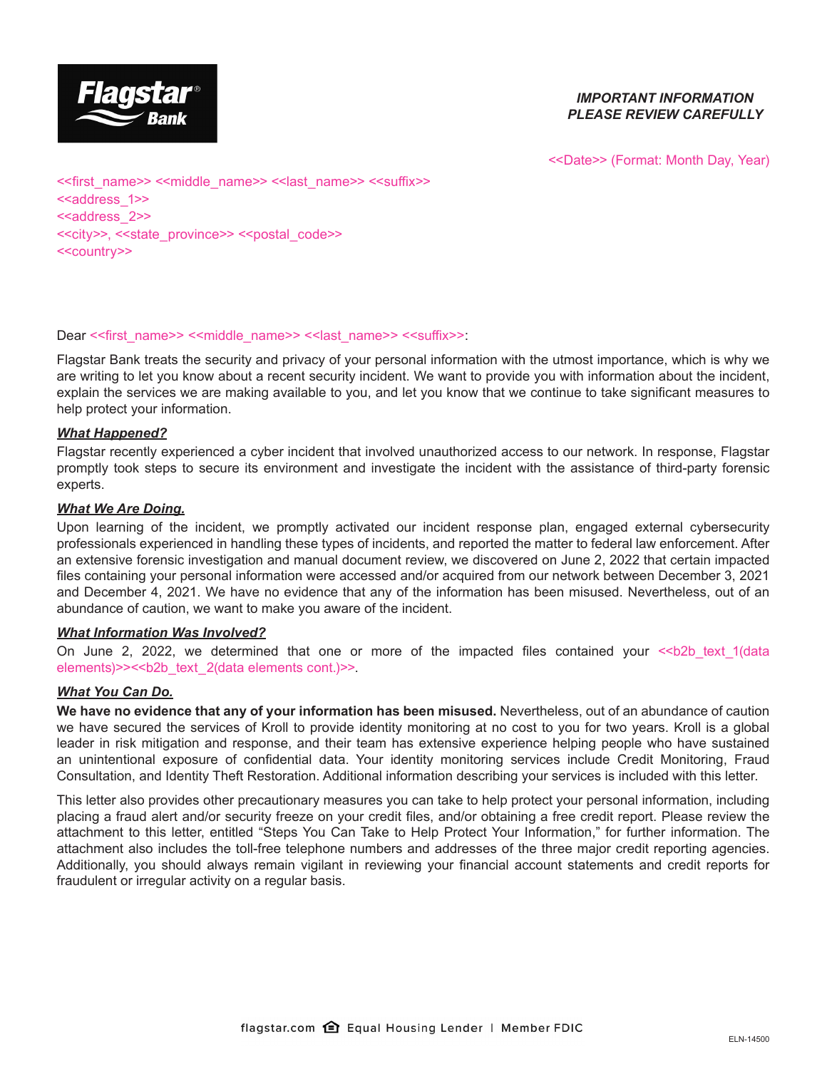Flagstar® Bank

***IMPORTANT INFORMATION***
***PLEASE REVIEW CAREFULLY***

<<Date>> (Format: Month Day, Year)

<<first_name>> <<middle_name>> <<last_name>> <<suffix>>
<<address_1>>
<<address_2>>
<<city>>, <<state_province>> <<postal_code>>
<<country>>

Dear <<first_name>> <<middle_name>> <<last_name>> <<suffix>>:

Flagstar Bank treats the security and privacy of your personal information with the utmost importance, which is why we are writing to let you know about a recent security incident. We want to provide you with information about the incident, explain the services we are making available to you, and let you know that we continue to take significant measures to help protect your information.

***What Happened?***

Flagstar recently experienced a cyber incident that involved unauthorized access to our network. In response, Flagstar promptly took steps to secure its environment and investigate the incident with the assistance of third-party forensic experts.

***What We Are Doing.***

Upon learning of the incident, we promptly activated our incident response plan, engaged external cybersecurity professionals experienced in handling these types of incidents, and reported the matter to federal law enforcement. After an extensive forensic investigation and manual document review, we discovered on June 2, 2022 that certain impacted files containing your personal information were accessed and/or acquired from our network between December 3, 2021 and December 4, 2021. We have no evidence that any of the information has been misused. Nevertheless, out of an abundance of caution, we want to make you aware of the incident.

***What Information Was Involved?***

On June 2, 2022, we determined that one or more of the impacted files contained your <<b2b_text_1(data elements)>><<b2b_text_2(data elements cont.)>>.

***What You Can Do.***

**We have no evidence that any of your information has been misused.** Nevertheless, out of an abundance of caution we have secured the services of Kroll to provide identity monitoring at no cost to you for two years. Kroll is a global leader in risk mitigation and response, and their team has extensive experience helping people who have sustained an unintentional exposure of confidential data. Your identity monitoring services include Credit Monitoring, Fraud Consultation, and Identity Theft Restoration. Additional information describing your services is included with this letter.

This letter also provides other precautionary measures you can take to help protect your personal information, including placing a fraud alert and/or security freeze on your credit files, and/or obtaining a free credit report. Please review the attachment to this letter, entitled "Steps You Can Take to Help Protect Your Information," for further information. The attachment also includes the toll-free telephone numbers and addresses of the three major credit reporting agencies. Additionally, you should always remain vigilant in reviewing your financial account statements and credit reports for fraudulent or irregular activity on a regular basis.

flagstar.com Equal Housing Lender | Member FDIC

ELN-14500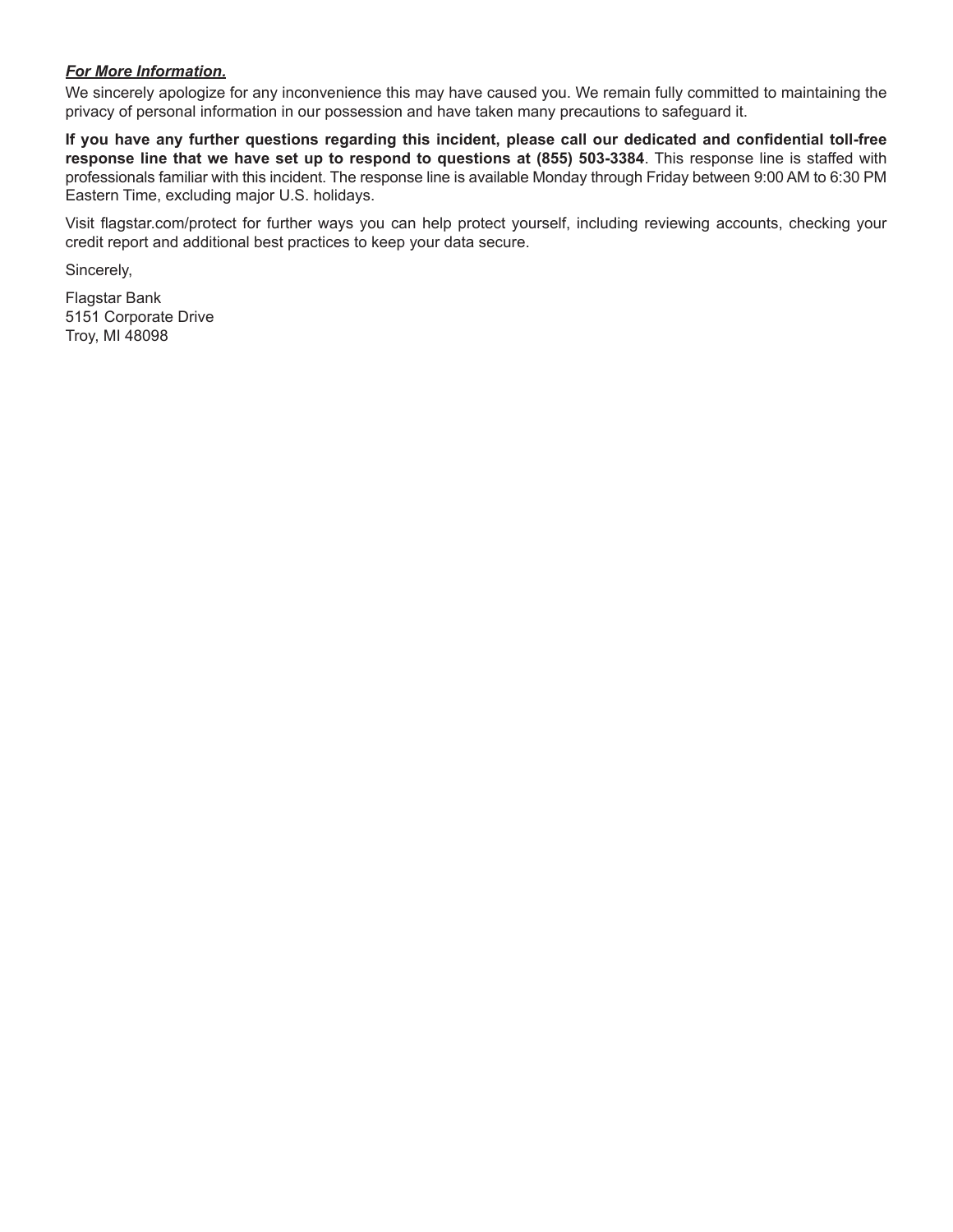***For More Information.***

We sincerely apologize for any inconvenience this may have caused you. We remain fully committed to maintaining the privacy of personal information in our possession and have taken many precautions to safeguard it.

**If you have any further questions regarding this incident, please call our dedicated and confidential toll-free response line that we have set up to respond to questions at (855) 503-3384**. This response line is staffed with professionals familiar with this incident. The response line is available Monday through Friday between 9:00 AM to 6:30 PM Eastern Time, excluding major U.S. holidays.

Visit flagstar.com/protect for further ways you can help protect yourself, including reviewing accounts, checking your credit report and additional best practices to keep your data secure.

Sincerely,

Flagstar Bank
5151 Corporate Drive
Troy, MI 48098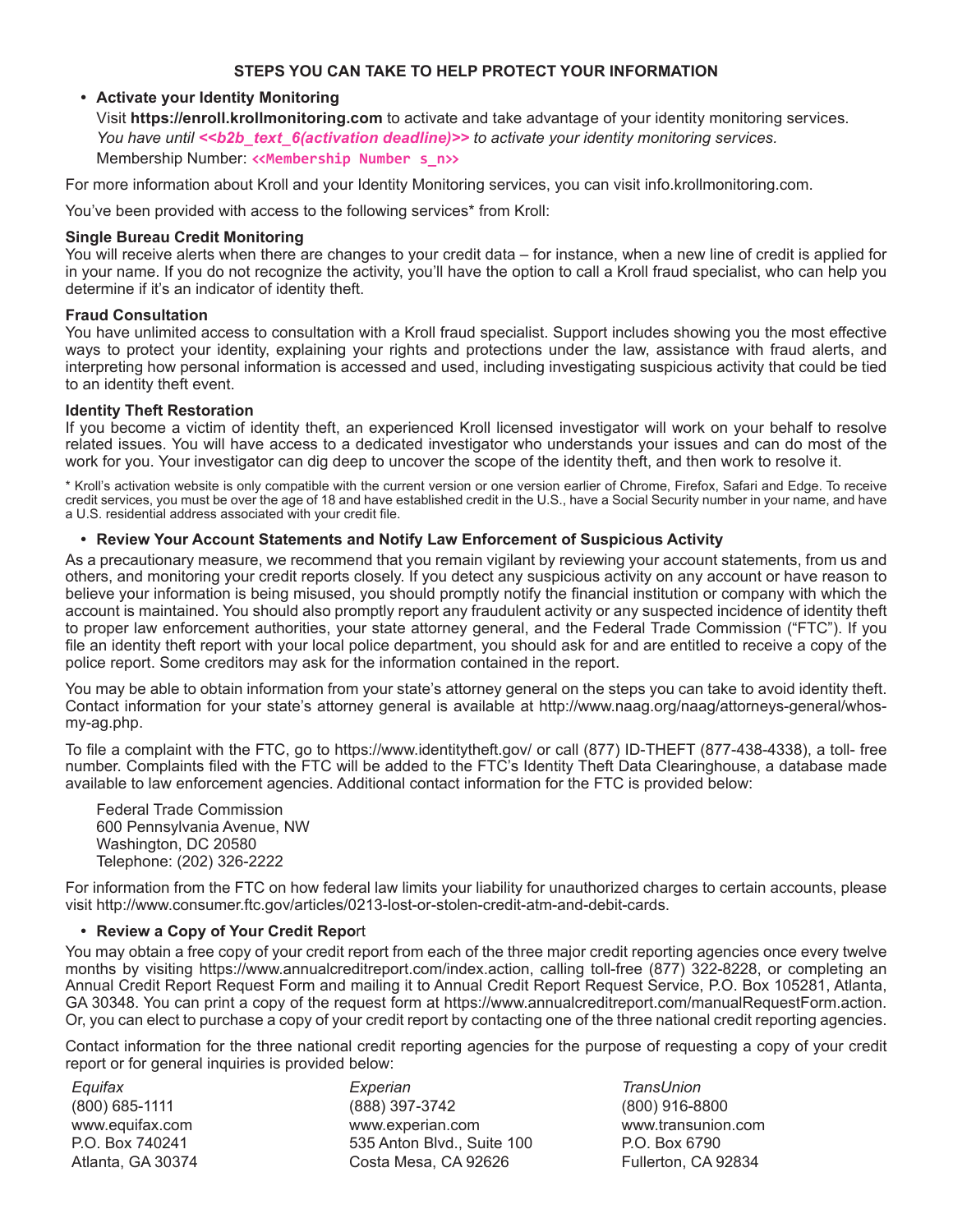## STEPS YOU CAN TAKE TO HELP PROTECT YOUR INFORMATION

- **Activate your Identity Monitoring**

  Visit **https://enroll.krollmonitoring.com** to activate and take advantage of your identity monitoring services.
  *You have until **<<b2b_text_6(activation deadline)>>** to activate your identity monitoring services.*
  Membership Number: **<<Membership Number s_n>>**

For more information about Kroll and your Identity Monitoring services, you can visit info.krollmonitoring.com.

You've been provided with access to the following services* from Kroll:

**Single Bureau Credit Monitoring**
You will receive alerts when there are changes to your credit data – for instance, when a new line of credit is applied for in your name. If you do not recognize the activity, you'll have the option to call a Kroll fraud specialist, who can help you determine if it's an indicator of identity theft.

**Fraud Consultation**
You have unlimited access to consultation with a Kroll fraud specialist. Support includes showing you the most effective ways to protect your identity, explaining your rights and protections under the law, assistance with fraud alerts, and interpreting how personal information is accessed and used, including investigating suspicious activity that could be tied to an identity theft event.

**Identity Theft Restoration**
If you become a victim of identity theft, an experienced Kroll licensed investigator will work on your behalf to resolve related issues. You will have access to a dedicated investigator who understands your issues and can do most of the work for you. Your investigator can dig deep to uncover the scope of the identity theft, and then work to resolve it.

* Kroll's activation website is only compatible with the current version or one version earlier of Chrome, Firefox, Safari and Edge. To receive credit services, you must be over the age of 18 and have established credit in the U.S., have a Social Security number in your name, and have a U.S. residential address associated with your credit file.

- **Review Your Account Statements and Notify Law Enforcement of Suspicious Activity**

As a precautionary measure, we recommend that you remain vigilant by reviewing your account statements, from us and others, and monitoring your credit reports closely. If you detect any suspicious activity on any account or have reason to believe your information is being misused, you should promptly notify the financial institution or company with which the account is maintained. You should also promptly report any fraudulent activity or any suspected incidence of identity theft to proper law enforcement authorities, your state attorney general, and the Federal Trade Commission ("FTC"). If you file an identity theft report with your local police department, you should ask for and are entitled to receive a copy of the police report. Some creditors may ask for the information contained in the report.

You may be able to obtain information from your state's attorney general on the steps you can take to avoid identity theft. Contact information for your state's attorney general is available at http://www.naag.org/naag/attorneys-general/whos-my-ag.php.

To file a complaint with the FTC, go to https://www.identitytheft.gov/ or call (877) ID-THEFT (877-438-4338), a toll- free number. Complaints filed with the FTC will be added to the FTC's Identity Theft Data Clearinghouse, a database made available to law enforcement agencies. Additional contact information for the FTC is provided below:

Federal Trade Commission
600 Pennsylvania Avenue, NW
Washington, DC 20580
Telephone: (202) 326-2222

For information from the FTC on how federal law limits your liability for unauthorized charges to certain accounts, please visit http://www.consumer.ftc.gov/articles/0213-lost-or-stolen-credit-atm-and-debit-cards.

- **Review a Copy of Your Credit Repo**rt

You may obtain a free copy of your credit report from each of the three major credit reporting agencies once every twelve months by visiting https://www.annualcreditreport.com/index.action, calling toll-free (877) 322-8228, or completing an Annual Credit Report Request Form and mailing it to Annual Credit Report Request Service, P.O. Box 105281, Atlanta, GA 30348. You can print a copy of the request form at https://www.annualcreditreport.com/manualRequestForm.action. Or, you can elect to purchase a copy of your credit report by contacting one of the three national credit reporting agencies.

Contact information for the three national credit reporting agencies for the purpose of requesting a copy of your credit report or for general inquiries is provided below:

*Equifax*
(800) 685-1111
www.equifax.com
P.O. Box 740241
Atlanta, GA 30374

*Experian*
(888) 397-3742
www.experian.com
535 Anton Blvd., Suite 100
Costa Mesa, CA 92626

*TransUnion*
(800) 916-8800
www.transunion.com
P.O. Box 6790
Fullerton, CA 92834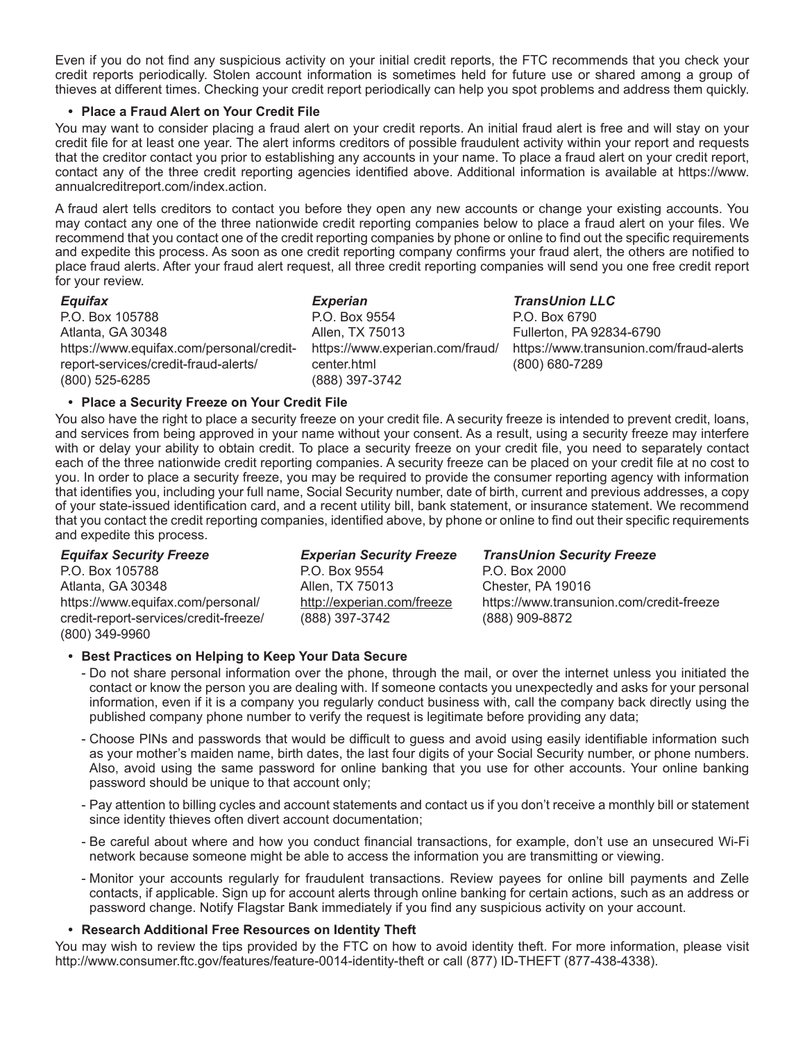Even if you do not find any suspicious activity on your initial credit reports, the FTC recommends that you check your credit reports periodically. Stolen account information is sometimes held for future use or shared among a group of thieves at different times. Checking your credit report periodically can help you spot problems and address them quickly.

- **Place a Fraud Alert on Your Credit File**

You may want to consider placing a fraud alert on your credit reports. An initial fraud alert is free and will stay on your credit file for at least one year. The alert informs creditors of possible fraudulent activity within your report and requests that the creditor contact you prior to establishing any accounts in your name. To place a fraud alert on your credit report, contact any of the three credit reporting agencies identified above. Additional information is available at https://www.annualcreditreport.com/index.action.

A fraud alert tells creditors to contact you before they open any new accounts or change your existing accounts. You may contact any one of the three nationwide credit reporting companies below to place a fraud alert on your files. We recommend that you contact one of the credit reporting companies by phone or online to find out the specific requirements and expedite this process. As soon as one credit reporting company confirms your fraud alert, the others are notified to place fraud alerts. After your fraud alert request, all three credit reporting companies will send you one free credit report for your review.

***Equifax***
P.O. Box 105788
Atlanta, GA 30348
https://www.equifax.com/personal/credit-report-services/credit-fraud-alerts/
(800) 525-6285

***Experian***
P.O. Box 9554
Allen, TX 75013
https://www.experian.com/fraud/center.html
(888) 397-3742

***TransUnion LLC***
P.O. Box 6790
Fullerton, PA 92834-6790
https://www.transunion.com/fraud-alerts
(800) 680-7289

- **Place a Security Freeze on Your Credit File**

You also have the right to place a security freeze on your credit file. A security freeze is intended to prevent credit, loans, and services from being approved in your name without your consent. As a result, using a security freeze may interfere with or delay your ability to obtain credit. To place a security freeze on your credit file, you need to separately contact each of the three nationwide credit reporting companies. A security freeze can be placed on your credit file at no cost to you. In order to place a security freeze, you may be required to provide the consumer reporting agency with information that identifies you, including your full name, Social Security number, date of birth, current and previous addresses, a copy of your state-issued identification card, and a recent utility bill, bank statement, or insurance statement. We recommend that you contact the credit reporting companies, identified above, by phone or online to find out their specific requirements and expedite this process.

***Equifax Security Freeze***
P.O. Box 105788
Atlanta, GA 30348
https://www.equifax.com/personal/credit-report-services/credit-freeze/
(800) 349-9960

***Experian Security Freeze***
P.O. Box 9554
Allen, TX 75013
http://experian.com/freeze
(888) 397-3742

***TransUnion Security Freeze***
P.O. Box 2000
Chester, PA 19016
https://www.transunion.com/credit-freeze
(888) 909-8872

- **Best Practices on Helping to Keep Your Data Secure**
  - Do not share personal information over the phone, through the mail, or over the internet unless you initiated the contact or know the person you are dealing with. If someone contacts you unexpectedly and asks for your personal information, even if it is a company you regularly conduct business with, call the company back directly using the published company phone number to verify the request is legitimate before providing any data;
  - Choose PINs and passwords that would be difficult to guess and avoid using easily identifiable information such as your mother's maiden name, birth dates, the last four digits of your Social Security number, or phone numbers. Also, avoid using the same password for online banking that you use for other accounts. Your online banking password should be unique to that account only;
  - Pay attention to billing cycles and account statements and contact us if you don't receive a monthly bill or statement since identity thieves often divert account documentation;
  - Be careful about where and how you conduct financial transactions, for example, don't use an unsecured Wi-Fi network because someone might be able to access the information you are transmitting or viewing.
  - Monitor your accounts regularly for fraudulent transactions. Review payees for online bill payments and Zelle contacts, if applicable. Sign up for account alerts through online banking for certain actions, such as an address or password change. Notify Flagstar Bank immediately if you find any suspicious activity on your account.

- **Research Additional Free Resources on Identity Theft**

You may wish to review the tips provided by the FTC on how to avoid identity theft. For more information, please visit http://www.consumer.ftc.gov/features/feature-0014-identity-theft or call (877) ID-THEFT (877-438-4338).